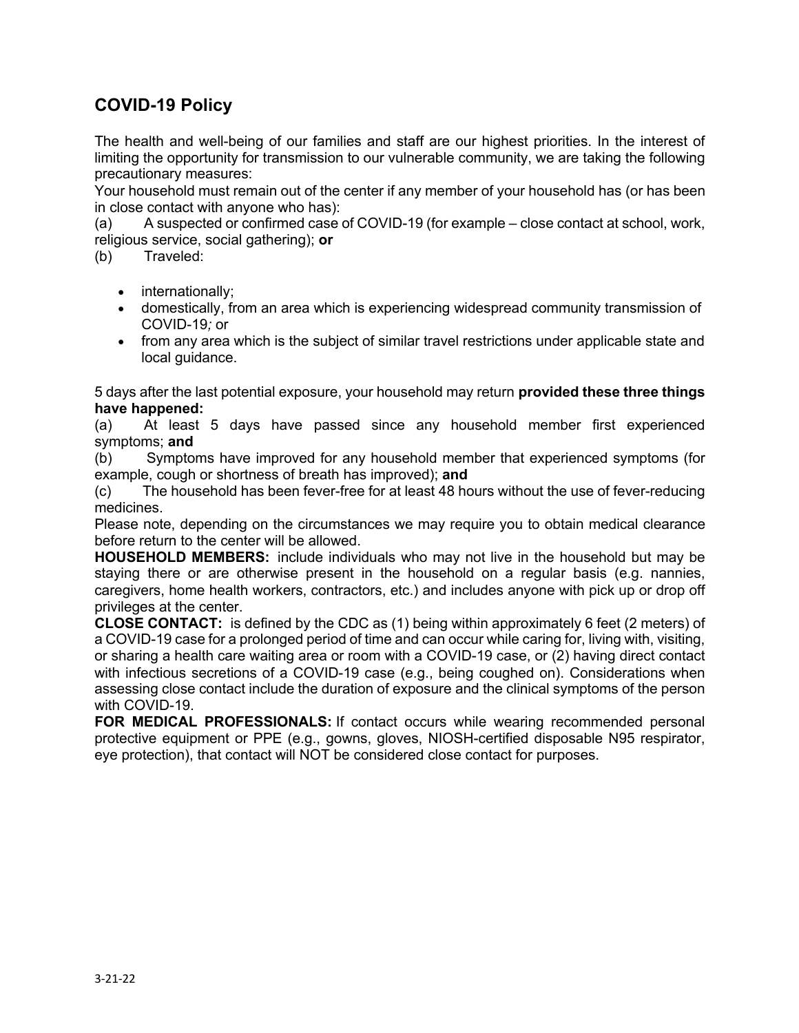## COVID-19 Policy

The health and well-being of our families and staff are our highest priorities. In the interest of limiting the opportunity for transmission to our vulnerable community, we are taking the following precautionary measures:

Your household must remain out of the center if any member of your household has (or has been in close contact with anyone who has):

(a) A suspected or confirmed case of COVID-19 (for example – close contact at school, work, religious service, social gathering); **or**

(b) Traveled:

- internationally;
- domestically, from an area which is experiencing widespread community transmission of COVID-19*;* or
- from any area which is the subject of similar travel restrictions under applicable state and local guidance.

5 days after the last potential exposure, your household may return **provided these three things have happened:**

(a) At least 5 days have passed since any household member first experienced symptoms; **and**

(b) Symptoms have improved for any household member that experienced symptoms (for example, cough or shortness of breath has improved); **and**

(c) The household has been fever-free for at least 48 hours without the use of fever-reducing medicines.

Please note, depending on the circumstances we may require you to obtain medical clearance before return to the center will be allowed.

**HOUSEHOLD MEMBERS:** include individuals who may not live in the household but may be staying there or are otherwise present in the household on a regular basis (e.g. nannies, caregivers, home health workers, contractors, etc.) and includes anyone with pick up or drop off privileges at the center.

**CLOSE CONTACT:** is defined by the CDC as (1) being within approximately 6 feet (2 meters) of a COVID-19 case for a prolonged period of time and can occur while caring for, living with, visiting, or sharing a health care waiting area or room with a COVID-19 case, or (2) having direct contact with infectious secretions of a COVID-19 case (e.g., being coughed on). Considerations when assessing close contact include the duration of exposure and the clinical symptoms of the person with COVID-19.

**FOR MEDICAL PROFESSIONALS:** If contact occurs while wearing recommended personal protective equipment or PPE (e.g., gowns, gloves, NIOSH-certified disposable N95 respirator, eye protection), that contact will NOT be considered close contact for purposes.

3-21-22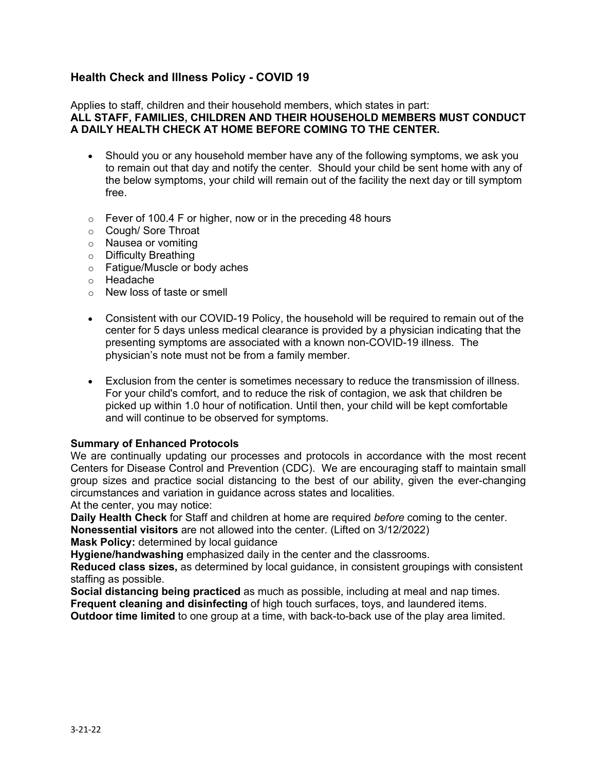## Health Check and Illness Policy - COVID 19

Applies to staff, children and their household members, which states in part:
**ALL STAFF, FAMILIES, CHILDREN AND THEIR HOUSEHOLD MEMBERS MUST CONDUCT A DAILY HEALTH CHECK AT HOME BEFORE COMING TO THE CENTER.**

- Should you or any household member have any of the following symptoms, we ask you to remain out that day and notify the center. Should your child be sent home with any of the below symptoms, your child will remain out of the facility the next day or till symptom free.

  - Fever of 100.4 F or higher, now or in the preceding 48 hours
  - Cough/ Sore Throat
  - Nausea or vomiting
  - Difficulty Breathing
  - Fatigue/Muscle or body aches
  - Headache
  - New loss of taste or smell

- Consistent with our COVID-19 Policy, the household will be required to remain out of the center for 5 days unless medical clearance is provided by a physician indicating that the presenting symptoms are associated with a known non-COVID-19 illness. The physician's note must not be from a family member.

- Exclusion from the center is sometimes necessary to reduce the transmission of illness. For your child's comfort, and to reduce the risk of contagion, we ask that children be picked up within 1.0 hour of notification. Until then, your child will be kept comfortable and will continue to be observed for symptoms.

**Summary of Enhanced Protocols**

We are continually updating our processes and protocols in accordance with the most recent Centers for Disease Control and Prevention (CDC). We are encouraging staff to maintain small group sizes and practice social distancing to the best of our ability, given the ever-changing circumstances and variation in guidance across states and localities.

At the center, you may notice:

**Daily Health Check** for Staff and children at home are required *before* coming to the center.

**Nonessential visitors** are not allowed into the center. (Lifted on 3/12/2022)

**Mask Policy:** determined by local guidance

**Hygiene/handwashing** emphasized daily in the center and the classrooms.

**Reduced class sizes,** as determined by local guidance, in consistent groupings with consistent staffing as possible.

**Social distancing being practiced** as much as possible, including at meal and nap times.

**Frequent cleaning and disinfecting** of high touch surfaces, toys, and laundered items.

**Outdoor time limited** to one group at a time, with back-to-back use of the play area limited.

3-21-22